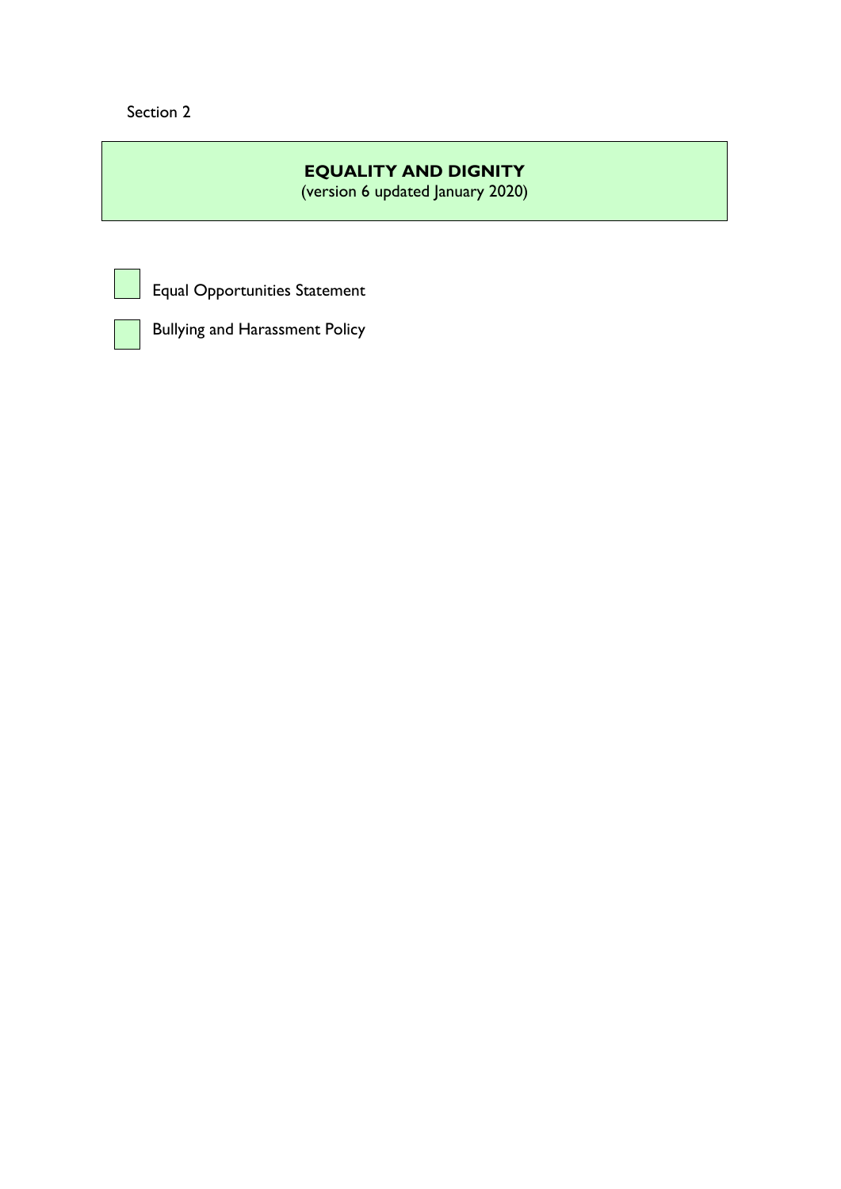Section 2

# EQUALITY AND DIGNITY

(version 6 updated January 2020)

- Equal Opportunities Statement
- Bullying and Harassment Policy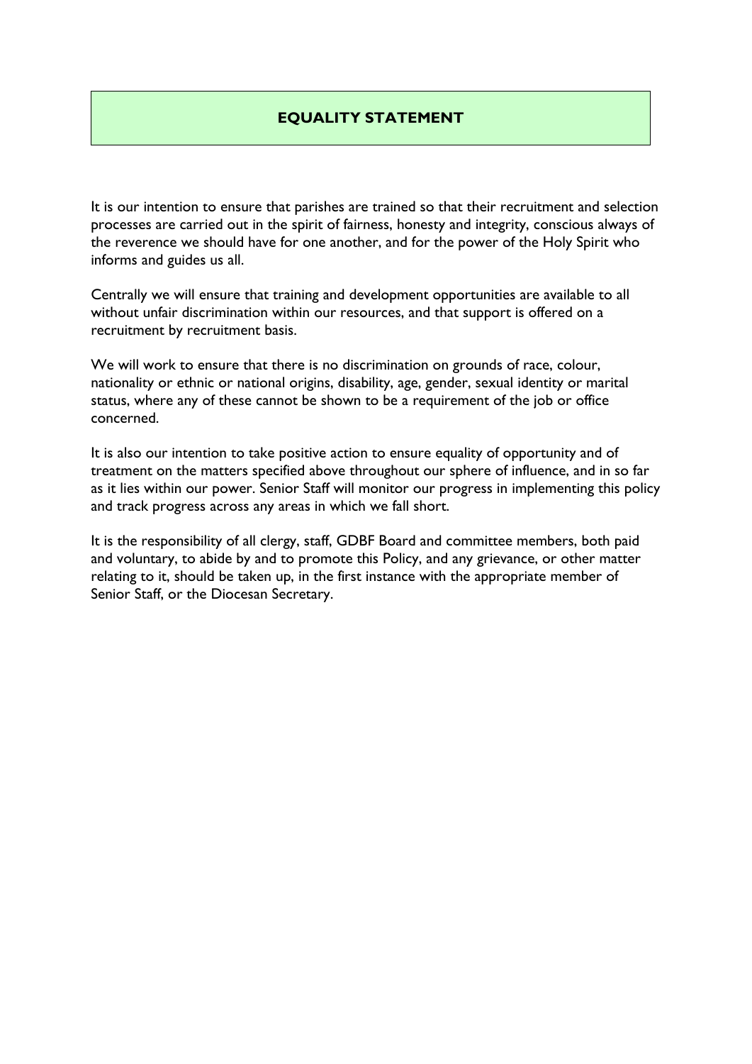## EQUALITY STATEMENT

It is our intention to ensure that parishes are trained so that their recruitment and selection processes are carried out in the spirit of fairness, honesty and integrity, conscious always of the reverence we should have for one another, and for the power of the Holy Spirit who informs and guides us all.

Centrally we will ensure that training and development opportunities are available to all without unfair discrimination within our resources, and that support is offered on a recruitment by recruitment basis.

We will work to ensure that there is no discrimination on grounds of race, colour, nationality or ethnic or national origins, disability, age, gender, sexual identity or marital status, where any of these cannot be shown to be a requirement of the job or office concerned.

It is also our intention to take positive action to ensure equality of opportunity and of treatment on the matters specified above throughout our sphere of influence, and in so far as it lies within our power. Senior Staff will monitor our progress in implementing this policy and track progress across any areas in which we fall short.

It is the responsibility of all clergy, staff, GDBF Board and committee members, both paid and voluntary, to abide by and to promote this Policy, and any grievance, or other matter relating to it, should be taken up, in the first instance with the appropriate member of Senior Staff, or the Diocesan Secretary.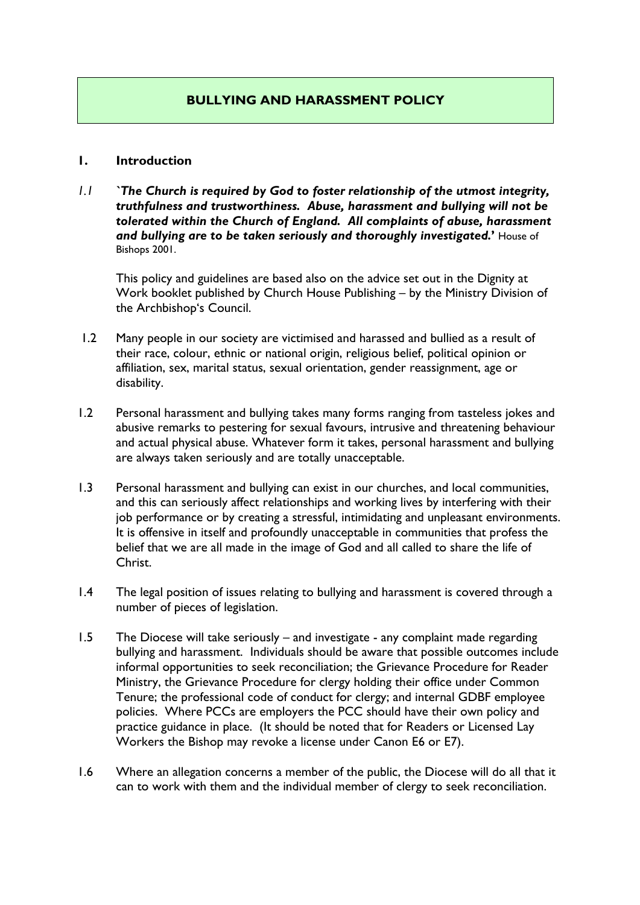# BULLYING AND HARASSMENT POLICY

## 1. Introduction

1.1 ***`The Church is required by God to foster relationship of the utmost integrity, truthfulness and trustworthiness. Abuse, harassment and bullying will not be tolerated within the Church of England. All complaints of abuse, harassment and bullying are to be taken seriously and thoroughly investigated.'*** House of Bishops 2001.

This policy and guidelines are based also on the advice set out in the Dignity at Work booklet published by Church House Publishing – by the Ministry Division of the Archbishop's Council.

1.2 Many people in our society are victimised and harassed and bullied as a result of their race, colour, ethnic or national origin, religious belief, political opinion or affiliation, sex, marital status, sexual orientation, gender reassignment, age or disability.

1.2 Personal harassment and bullying takes many forms ranging from tasteless jokes and abusive remarks to pestering for sexual favours, intrusive and threatening behaviour and actual physical abuse. Whatever form it takes, personal harassment and bullying are always taken seriously and are totally unacceptable.

1.3 Personal harassment and bullying can exist in our churches, and local communities, and this can seriously affect relationships and working lives by interfering with their job performance or by creating a stressful, intimidating and unpleasant environments. It is offensive in itself and profoundly unacceptable in communities that profess the belief that we are all made in the image of God and all called to share the life of Christ.

1.4 The legal position of issues relating to bullying and harassment is covered through a number of pieces of legislation.

1.5 The Diocese will take seriously – and investigate - any complaint made regarding bullying and harassment. Individuals should be aware that possible outcomes include informal opportunities to seek reconciliation; the Grievance Procedure for Reader Ministry, the Grievance Procedure for clergy holding their office under Common Tenure; the professional code of conduct for clergy; and internal GDBF employee policies. Where PCCs are employers the PCC should have their own policy and practice guidance in place. (It should be noted that for Readers or Licensed Lay Workers the Bishop may revoke a license under Canon E6 or E7).

1.6 Where an allegation concerns a member of the public, the Diocese will do all that it can to work with them and the individual member of clergy to seek reconciliation.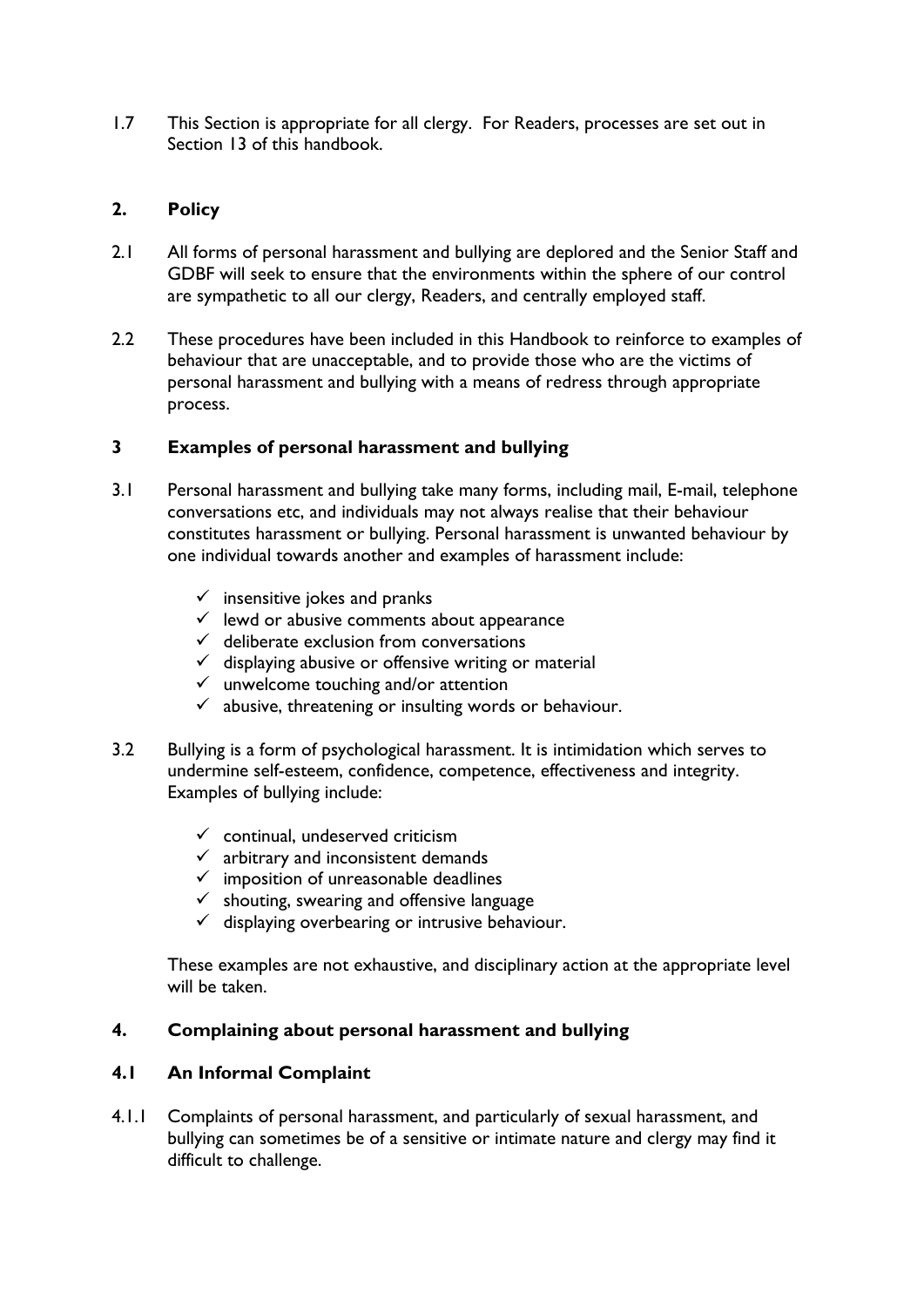1.7 This Section is appropriate for all clergy. For Readers, processes are set out in Section 13 of this handbook.

## 2. Policy

2.1 All forms of personal harassment and bullying are deplored and the Senior Staff and GDBF will seek to ensure that the environments within the sphere of our control are sympathetic to all our clergy, Readers, and centrally employed staff.

2.2 These procedures have been included in this Handbook to reinforce to examples of behaviour that are unacceptable, and to provide those who are the victims of personal harassment and bullying with a means of redress through appropriate process.

## 3 Examples of personal harassment and bullying

3.1 Personal harassment and bullying take many forms, including mail, E-mail, telephone conversations etc, and individuals may not always realise that their behaviour constitutes harassment or bullying. Personal harassment is unwanted behaviour by one individual towards another and examples of harassment include:

- ✓ insensitive jokes and pranks
- ✓ lewd or abusive comments about appearance
- ✓ deliberate exclusion from conversations
- ✓ displaying abusive or offensive writing or material
- ✓ unwelcome touching and/or attention
- ✓ abusive, threatening or insulting words or behaviour.

3.2 Bullying is a form of psychological harassment. It is intimidation which serves to undermine self-esteem, confidence, competence, effectiveness and integrity. Examples of bullying include:

- ✓ continual, undeserved criticism
- ✓ arbitrary and inconsistent demands
- ✓ imposition of unreasonable deadlines
- ✓ shouting, swearing and offensive language
- ✓ displaying overbearing or intrusive behaviour.

These examples are not exhaustive, and disciplinary action at the appropriate level will be taken.

## 4. Complaining about personal harassment and bullying

### 4.1 An Informal Complaint

4.1.1 Complaints of personal harassment, and particularly of sexual harassment, and bullying can sometimes be of a sensitive or intimate nature and clergy may find it difficult to challenge.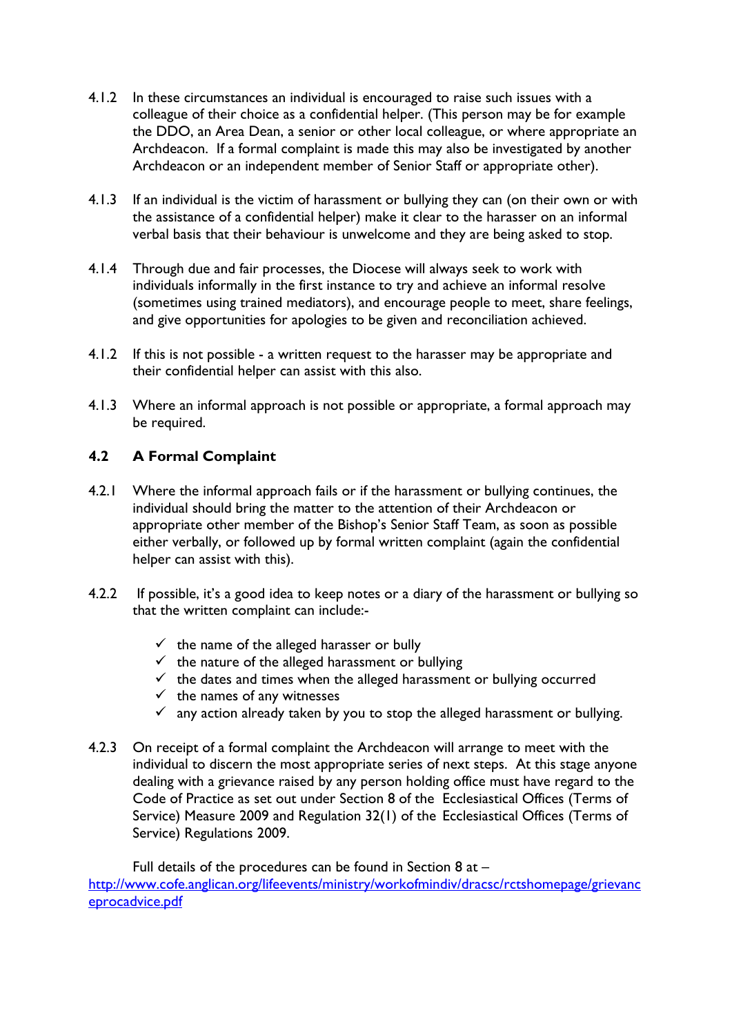4.1.2 In these circumstances an individual is encouraged to raise such issues with a colleague of their choice as a confidential helper. (This person may be for example the DDO, an Area Dean, a senior or other local colleague, or where appropriate an Archdeacon. If a formal complaint is made this may also be investigated by another Archdeacon or an independent member of Senior Staff or appropriate other).

4.1.3 If an individual is the victim of harassment or bullying they can (on their own or with the assistance of a confidential helper) make it clear to the harasser on an informal verbal basis that their behaviour is unwelcome and they are being asked to stop.

4.1.4 Through due and fair processes, the Diocese will always seek to work with individuals informally in the first instance to try and achieve an informal resolve (sometimes using trained mediators), and encourage people to meet, share feelings, and give opportunities for apologies to be given and reconciliation achieved.

4.1.2 If this is not possible - a written request to the harasser may be appropriate and their confidential helper can assist with this also.

4.1.3 Where an informal approach is not possible or appropriate, a formal approach may be required.

### 4.2 A Formal Complaint

4.2.1 Where the informal approach fails or if the harassment or bullying continues, the individual should bring the matter to the attention of their Archdeacon or appropriate other member of the Bishop's Senior Staff Team, as soon as possible either verbally, or followed up by formal written complaint (again the confidential helper can assist with this).

4.2.2 If possible, it's a good idea to keep notes or a diary of the harassment or bullying so that the written complaint can include:-

- ✓ the name of the alleged harasser or bully
- ✓ the nature of the alleged harassment or bullying
- ✓ the dates and times when the alleged harassment or bullying occurred
- ✓ the names of any witnesses
- ✓ any action already taken by you to stop the alleged harassment or bullying.

4.2.3 On receipt of a formal complaint the Archdeacon will arrange to meet with the individual to discern the most appropriate series of next steps. At this stage anyone dealing with a grievance raised by any person holding office must have regard to the Code of Practice as set out under Section 8 of the Ecclesiastical Offices (Terms of Service) Measure 2009 and Regulation 32(1) of the Ecclesiastical Offices (Terms of Service) Regulations 2009.

Full details of the procedures can be found in Section 8 at – http://www.cofe.anglican.org/lifeevents/ministry/workofmindiv/dracsc/rctshomepage/grievanceprocadvice.pdf